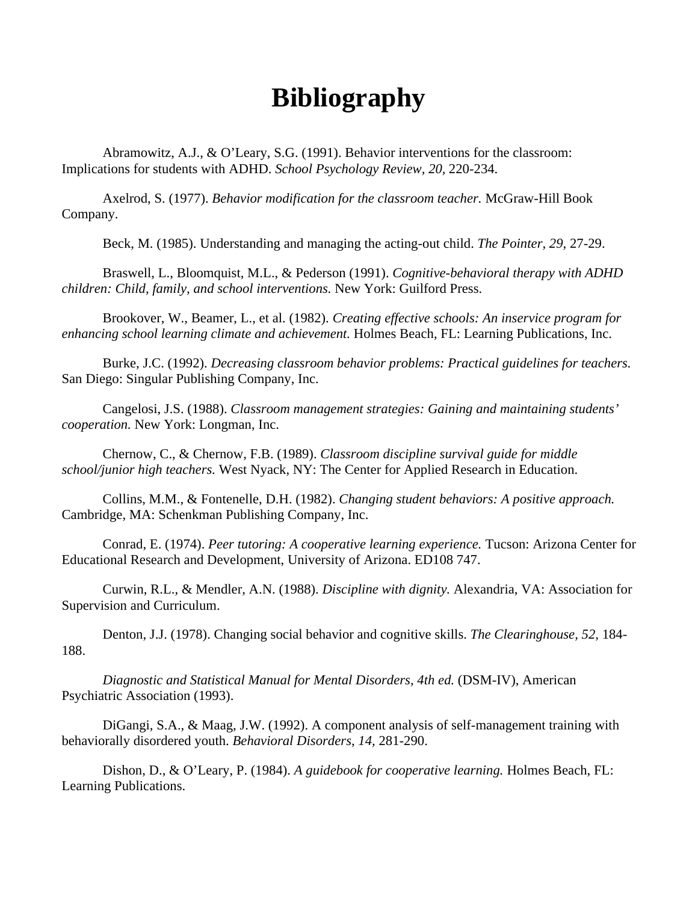# Bibliography

Abramowitz, A.J., & O'Leary, S.G. (1991). Behavior interventions for the classroom: Implications for students with ADHD. *School Psychology Review, 20,* 220-234.

Axelrod, S. (1977). *Behavior modification for the classroom teacher.* McGraw-Hill Book Company.

Beck, M. (1985). Understanding and managing the acting-out child. *The Pointer, 29,* 27-29.

Braswell, L., Bloomquist, M.L., & Pederson (1991). *Cognitive-behavioral therapy with ADHD children: Child, family, and school interventions.* New York: Guilford Press.

Brookover, W., Beamer, L., et al. (1982). *Creating effective schools: An inservice program for enhancing school learning climate and achievement.* Holmes Beach, FL: Learning Publications, Inc.

Burke, J.C. (1992). *Decreasing classroom behavior problems: Practical guidelines for teachers.* San Diego: Singular Publishing Company, Inc.

Cangelosi, J.S. (1988). *Classroom management strategies: Gaining and maintaining students' cooperation.* New York: Longman, Inc.

Chernow, C., & Chernow, F.B. (1989). *Classroom discipline survival guide for middle school/junior high teachers.* West Nyack, NY: The Center for Applied Research in Education.

Collins, M.M., & Fontenelle, D.H. (1982). *Changing student behaviors: A positive approach.* Cambridge, MA: Schenkman Publishing Company, Inc.

Conrad, E. (1974). *Peer tutoring: A cooperative learning experience.* Tucson: Arizona Center for Educational Research and Development, University of Arizona. ED108 747.

Curwin, R.L., & Mendler, A.N. (1988). *Discipline with dignity.* Alexandria, VA: Association for Supervision and Curriculum.

Denton, J.J. (1978). Changing social behavior and cognitive skills. *The Clearinghouse, 52,* 184-188.

*Diagnostic and Statistical Manual for Mental Disorders, 4th ed.* (DSM-IV), American Psychiatric Association (1993).

DiGangi, S.A., & Maag, J.W. (1992). A component analysis of self-management training with behaviorally disordered youth. *Behavioral Disorders, 14,* 281-290.

Dishon, D., & O'Leary, P. (1984). *A guidebook for cooperative learning.* Holmes Beach, FL: Learning Publications.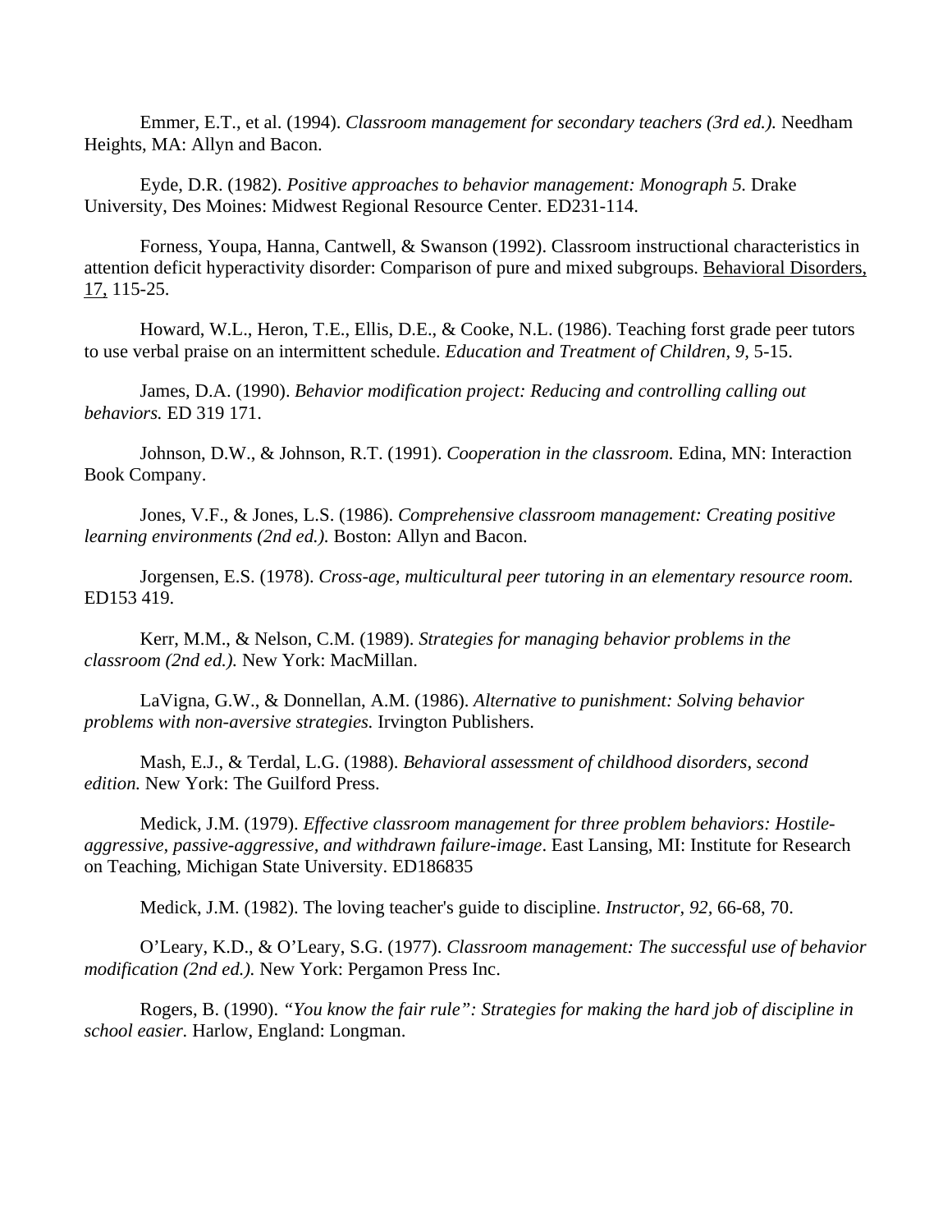Emmer, E.T., et al. (1994). *Classroom management for secondary teachers (3rd ed.).* Needham Heights, MA: Allyn and Bacon.

Eyde, D.R. (1982). *Positive approaches to behavior management: Monograph 5.* Drake University, Des Moines: Midwest Regional Resource Center. ED231-114.

Forness, Youpa, Hanna, Cantwell, & Swanson (1992). Classroom instructional characteristics in attention deficit hyperactivity disorder: Comparison of pure and mixed subgroups. <u>Behavioral Disorders, 17,</u> 115-25.

Howard, W.L., Heron, T.E., Ellis, D.E., & Cooke, N.L. (1986). Teaching forst grade peer tutors to use verbal praise on an intermittent schedule. *Education and Treatment of Children, 9,* 5-15.

James, D.A. (1990). *Behavior modification project: Reducing and controlling calling out behaviors.* ED 319 171.

Johnson, D.W., & Johnson, R.T. (1991). *Cooperation in the classroom.* Edina, MN: Interaction Book Company.

Jones, V.F., & Jones, L.S. (1986). *Comprehensive classroom management: Creating positive learning environments (2nd ed.).* Boston: Allyn and Bacon.

Jorgensen, E.S. (1978). *Cross-age, multicultural peer tutoring in an elementary resource room.* ED153 419.

Kerr, M.M., & Nelson, C.M. (1989). *Strategies for managing behavior problems in the classroom (2nd ed.).* New York: MacMillan.

LaVigna, G.W., & Donnellan, A.M. (1986). *Alternative to punishment: Solving behavior problems with non-aversive strategies.* Irvington Publishers.

Mash, E.J., & Terdal, L.G. (1988). *Behavioral assessment of childhood disorders, second edition.* New York: The Guilford Press.

Medick, J.M. (1979). *Effective classroom management for three problem behaviors: Hostile-aggressive, passive-aggressive, and withdrawn failure-image*. East Lansing, MI: Institute for Research on Teaching, Michigan State University. ED186835

Medick, J.M. (1982). The loving teacher's guide to discipline. *Instructor, 92,* 66-68, 70.

O'Leary, K.D., & O'Leary, S.G. (1977). *Classroom management: The successful use of behavior modification (2nd ed.).* New York: Pergamon Press Inc.

Rogers, B. (1990). *"You know the fair rule": Strategies for making the hard job of discipline in school easier.* Harlow, England: Longman.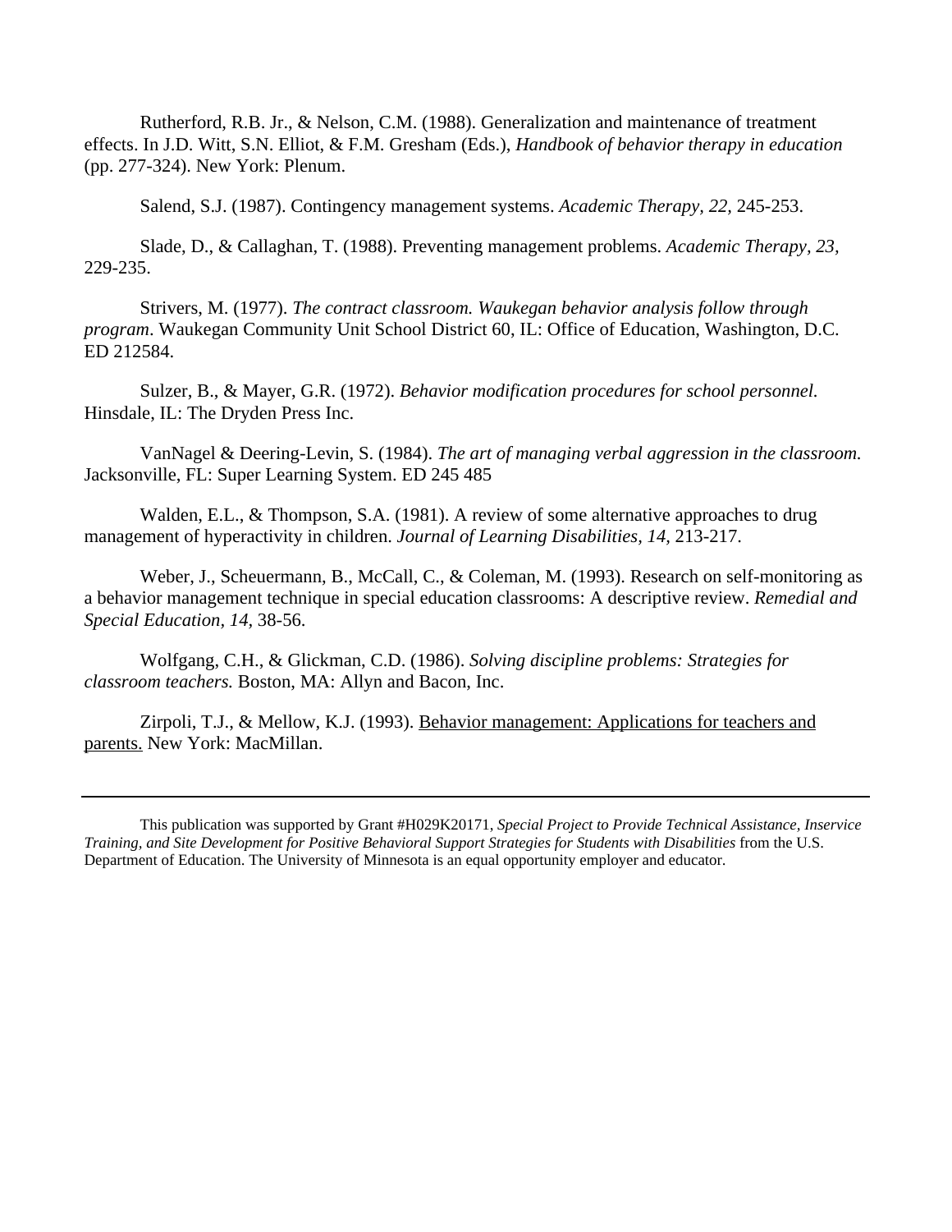Rutherford, R.B. Jr., & Nelson, C.M. (1988). Generalization and maintenance of treatment effects. In J.D. Witt, S.N. Elliot, & F.M. Gresham (Eds.), *Handbook of behavior therapy in education* (pp. 277-324). New York: Plenum.

Salend, S.J. (1987). Contingency management systems. *Academic Therapy, 22,* 245-253.

Slade, D., & Callaghan, T. (1988). Preventing management problems. *Academic Therapy, 23,* 229-235.

Strivers, M. (1977). *The contract classroom. Waukegan behavior analysis follow through program*. Waukegan Community Unit School District 60, IL: Office of Education, Washington, D.C. ED 212584.

Sulzer, B., & Mayer, G.R. (1972). *Behavior modification procedures for school personnel.* Hinsdale, IL: The Dryden Press Inc.

VanNagel & Deering-Levin, S. (1984). *The art of managing verbal aggression in the classroom.* Jacksonville, FL: Super Learning System. ED 245 485

Walden, E.L., & Thompson, S.A. (1981). A review of some alternative approaches to drug management of hyperactivity in children. *Journal of Learning Disabilities, 14,* 213-217.

Weber, J., Scheuermann, B., McCall, C., & Coleman, M. (1993). Research on self-monitoring as a behavior management technique in special education classrooms: A descriptive review. *Remedial and Special Education, 14,* 38-56.

Wolfgang, C.H., & Glickman, C.D. (1986). *Solving discipline problems: Strategies for classroom teachers.* Boston, MA: Allyn and Bacon, Inc.

Zirpoli, T.J., & Mellow, K.J. (1993). Behavior management: Applications for teachers and parents. New York: MacMillan.

---

This publication was supported by Grant #H029K20171, *Special Project to Provide Technical Assistance, Inservice Training, and Site Development for Positive Behavioral Support Strategies for Students with Disabilities* from the U.S. Department of Education. The University of Minnesota is an equal opportunity employer and educator.